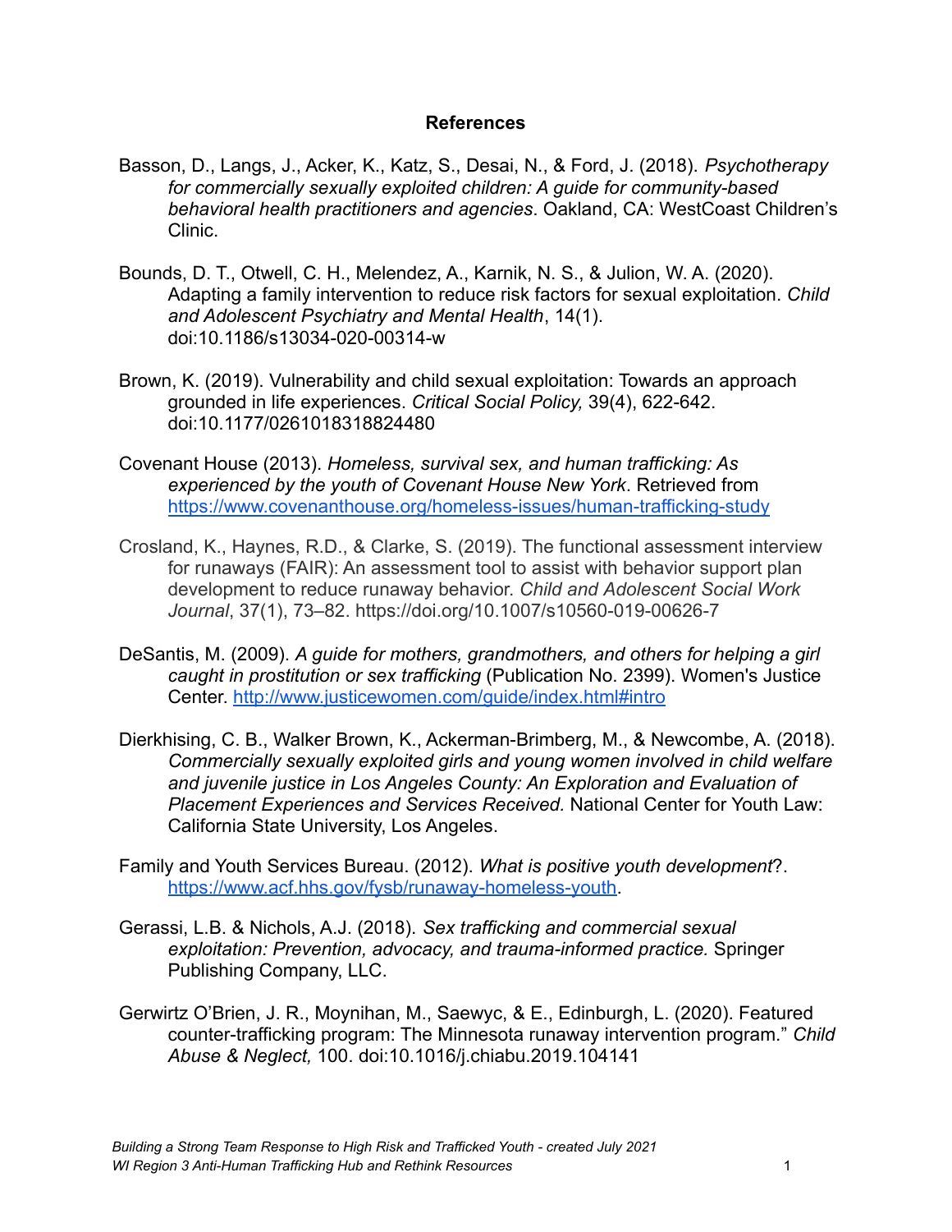# References

Basson, D., Langs, J., Acker, K., Katz, S., Desai, N., & Ford, J. (2018). *Psychotherapy for commercially sexually exploited children: A guide for community-based behavioral health practitioners and agencies*. Oakland, CA: WestCoast Children's Clinic.

Bounds, D. T., Otwell, C. H., Melendez, A., Karnik, N. S., & Julion, W. A. (2020). Adapting a family intervention to reduce risk factors for sexual exploitation. *Child and Adolescent Psychiatry and Mental Health*, 14(1). doi:10.1186/s13034-020-00314-w

Brown, K. (2019). Vulnerability and child sexual exploitation: Towards an approach grounded in life experiences. *Critical Social Policy,* 39(4), 622-642. doi:10.1177/0261018318824480

Covenant House (2013). *Homeless, survival sex, and human trafficking: As experienced by the youth of Covenant House New York*. Retrieved from https://www.covenanthouse.org/homeless-issues/human-trafficking-study

Crosland, K., Haynes, R.D., & Clarke, S. (2019). The functional assessment interview for runaways (FAIR): An assessment tool to assist with behavior support plan development to reduce runaway behavior. *Child and Adolescent Social Work Journal*, 37(1), 73–82. https://doi.org/10.1007/s10560-019-00626-7

DeSantis, M. (2009). *A guide for mothers, grandmothers, and others for helping a girl caught in prostitution or sex trafficking* (Publication No. 2399). Women's Justice Center. http://www.justicewomen.com/guide/index.html#intro

Dierkhising, C. B., Walker Brown, K., Ackerman-Brimberg, M., & Newcombe, A. (2018). *Commercially sexually exploited girls and young women involved in child welfare and juvenile justice in Los Angeles County: An Exploration and Evaluation of Placement Experiences and Services Received.* National Center for Youth Law: California State University, Los Angeles.

Family and Youth Services Bureau. (2012). *What is positive youth development*?. https://www.acf.hhs.gov/fysb/runaway-homeless-youth.

Gerassi, L.B. & Nichols, A.J. (2018). *Sex trafficking and commercial sexual exploitation: Prevention, advocacy, and trauma-informed practice.* Springer Publishing Company, LLC.

Gerwirtz O'Brien, J. R., Moynihan, M., Saewyc, & E., Edinburgh, L. (2020). Featured counter-trafficking program: The Minnesota runaway intervention program." *Child Abuse & Neglect,* 100. doi:10.1016/j.chiabu.2019.104141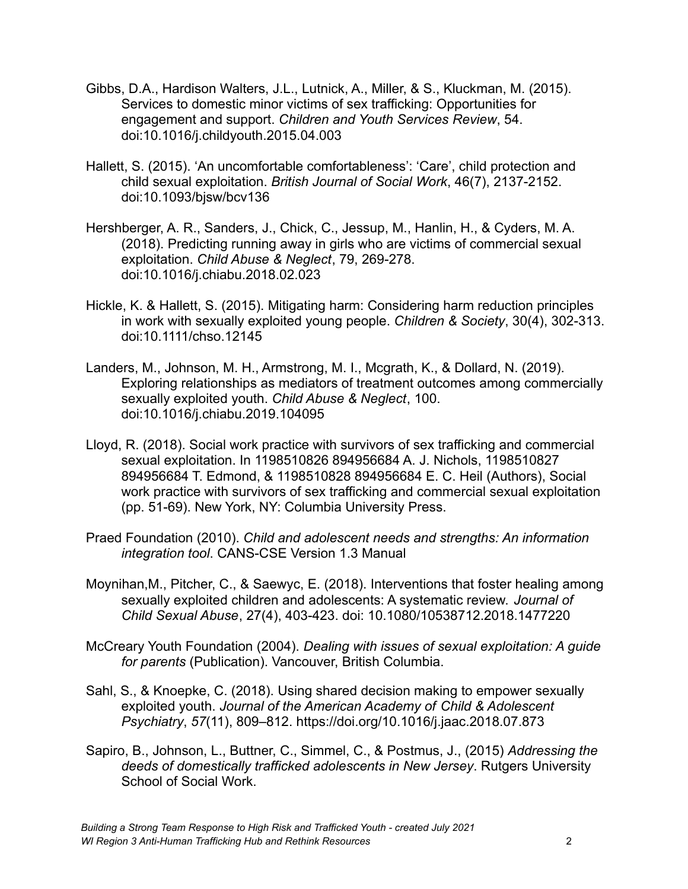Gibbs, D.A., Hardison Walters, J.L., Lutnick, A., Miller, & S., Kluckman, M. (2015). Services to domestic minor victims of sex trafficking: Opportunities for engagement and support. *Children and Youth Services Review*, 54. doi:10.1016/j.childyouth.2015.04.003

Hallett, S. (2015). 'An uncomfortable comfortableness': 'Care', child protection and child sexual exploitation. *British Journal of Social Work*, 46(7), 2137-2152. doi:10.1093/bjsw/bcv136

Hershberger, A. R., Sanders, J., Chick, C., Jessup, M., Hanlin, H., & Cyders, M. A. (2018). Predicting running away in girls who are victims of commercial sexual exploitation. *Child Abuse & Neglect*, 79, 269-278. doi:10.1016/j.chiabu.2018.02.023

Hickle, K. & Hallett, S. (2015). Mitigating harm: Considering harm reduction principles in work with sexually exploited young people. *Children & Society*, 30(4), 302-313. doi:10.1111/chso.12145

Landers, M., Johnson, M. H., Armstrong, M. I., Mcgrath, K., & Dollard, N. (2019). Exploring relationships as mediators of treatment outcomes among commercially sexually exploited youth. *Child Abuse & Neglect*, 100. doi:10.1016/j.chiabu.2019.104095

Lloyd, R. (2018). Social work practice with survivors of sex trafficking and commercial sexual exploitation. In 1198510826 894956684 A. J. Nichols, 1198510827 894956684 T. Edmond, & 1198510828 894956684 E. C. Heil (Authors), Social work practice with survivors of sex trafficking and commercial sexual exploitation (pp. 51-69). New York, NY: Columbia University Press.

Praed Foundation (2010). *Child and adolescent needs and strengths: An information integration tool*. CANS-CSE Version 1.3 Manual

Moynihan,M., Pitcher, C., & Saewyc, E. (2018). Interventions that foster healing among sexually exploited children and adolescents: A systematic review. *Journal of Child Sexual Abuse*, 27(4), 403-423. doi: 10.1080/10538712.2018.1477220

McCreary Youth Foundation (2004). *Dealing with issues of sexual exploitation: A guide for parents* (Publication). Vancouver, British Columbia.

Sahl, S., & Knoepke, C. (2018). Using shared decision making to empower sexually exploited youth. *Journal of the American Academy of Child & Adolescent Psychiatry*, *57*(11), 809–812. https://doi.org/10.1016/j.jaac.2018.07.873

Sapiro, B., Johnson, L., Buttner, C., Simmel, C., & Postmus, J., (2015) *Addressing the deeds of domestically trafficked adolescents in New Jersey*. Rutgers University School of Social Work.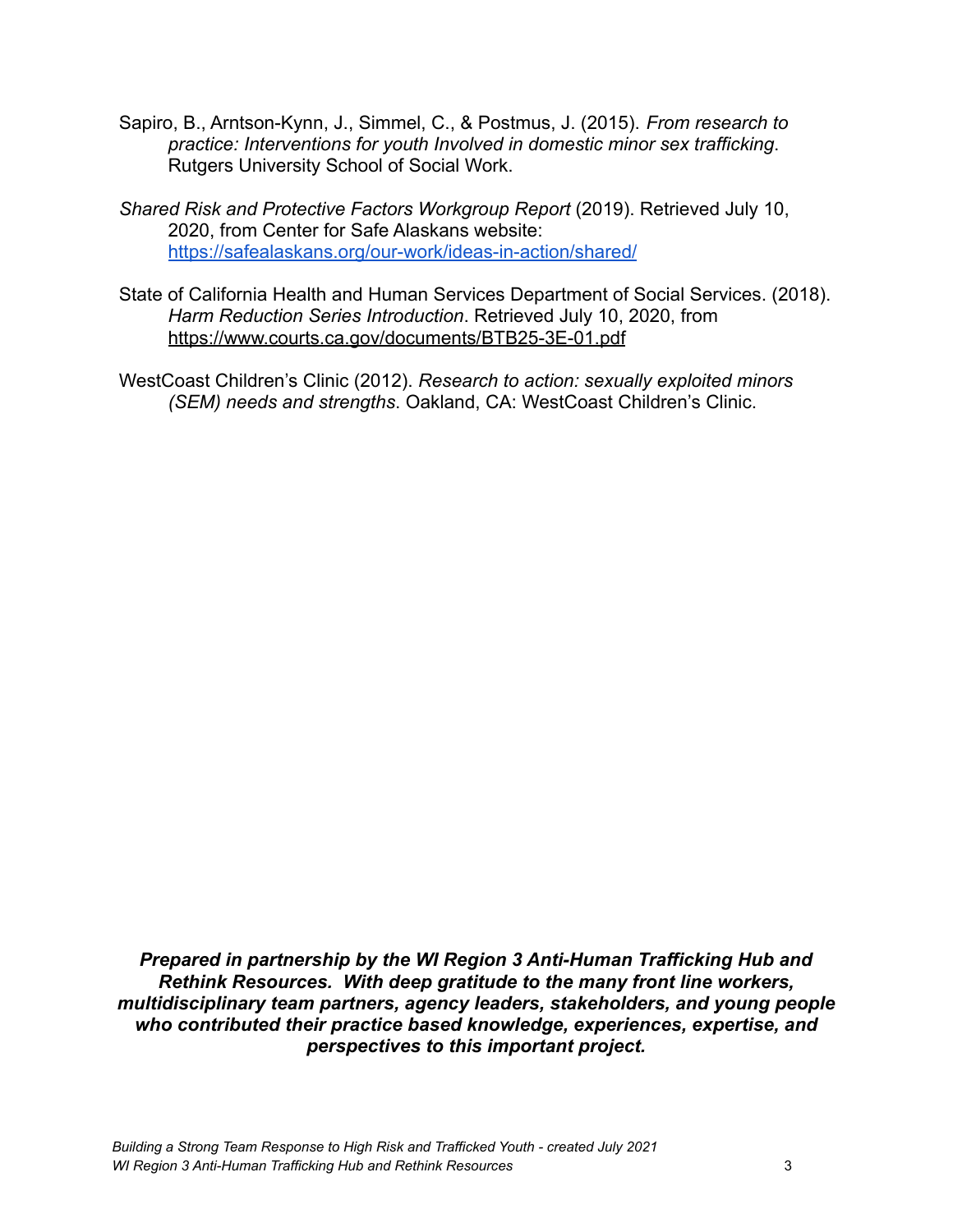Sapiro, B., Arntson-Kynn, J., Simmel, C., & Postmus, J. (2015). *From research to practice: Interventions for youth Involved in domestic minor sex trafficking*. Rutgers University School of Social Work.

*Shared Risk and Protective Factors Workgroup Report* (2019). Retrieved July 10, 2020, from Center for Safe Alaskans website: https://safealaskans.org/our-work/ideas-in-action/shared/

State of California Health and Human Services Department of Social Services. (2018). *Harm Reduction Series Introduction*. Retrieved July 10, 2020, from https://www.courts.ca.gov/documents/BTB25-3E-01.pdf

WestCoast Children's Clinic (2012). *Research to action: sexually exploited minors (SEM) needs and strengths*. Oakland, CA: WestCoast Children's Clinic.

***Prepared in partnership by the WI Region 3 Anti-Human Trafficking Hub and Rethink Resources. With deep gratitude to the many front line workers, multidisciplinary team partners, agency leaders, stakeholders, and young people who contributed their practice based knowledge, experiences, expertise, and perspectives to this important project.***